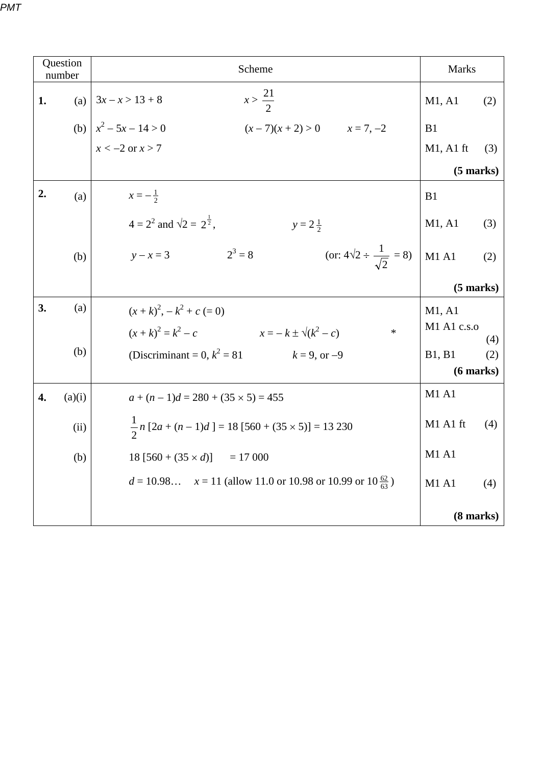| Question number | | Scheme | Marks |
|---|---|---|---|
| **1.** | (a) | $3x - x > 13 + 8$ $\quad x > \frac{21}{2}$ | M1, A1 (2) |
| | (b) | $x^2 - 5x - 14 > 0$ $\quad (x - 7)(x + 2) > 0$ $\quad x = 7, -2$ | B1 |
| | | $x < -2$ or $x > 7$ | M1, A1 ft (3) |
| | | | **(5 marks)** |
| **2.** | (a) | $x = -\frac{1}{2}$ | B1 |
| | | $4 = 2^2$ and $\sqrt{2} = 2^{\frac{1}{2}}$, $\quad y = 2\frac{1}{2}$ | M1, A1 (3) |
| | (b) | $y - x = 3$ $\quad 2^3 = 8$ $\quad$ (or: $4\sqrt{2} \div \frac{1}{\sqrt{2}} = 8$) | M1 A1 (2) |
| | | | **(5 marks)** |
| **3.** | (a) | $(x + k)^2, - k^2 + c$ (= 0) | M1, A1 |
| | | $(x + k)^2 = k^2 - c$ $\quad x = -k \pm \sqrt{(k^2 - c)}$ $\quad$ * | M1 A1 c.s.o (4) |
| | (b) | (Discriminant = 0, $k^2 = 81$ $\quad k = 9$, or $-9$ | B1, B1 (2) |
| | | | **(6 marks)** |
| **4.** | (a)(i) | $a + (n - 1)d = 280 + (35 \times 5) = 455$ | M1 A1 |
| | (ii) | $\frac{1}{2}n\,[2a + (n - 1)d\,] = 18\,[560 + (35 \times 5)] = 13\,230$ | M1 A1 ft (4) |
| | (b) | $18\,[560 + (35 \times d)] = 17\,000$ | M1 A1 |
| | | $d = 10.98\ldots$ $\quad x = 11$ (allow 11.0 or 10.98 or 10.99 or $10\,\frac{62}{63}$) | M1 A1 (4) |
| | | | **(8 marks)** |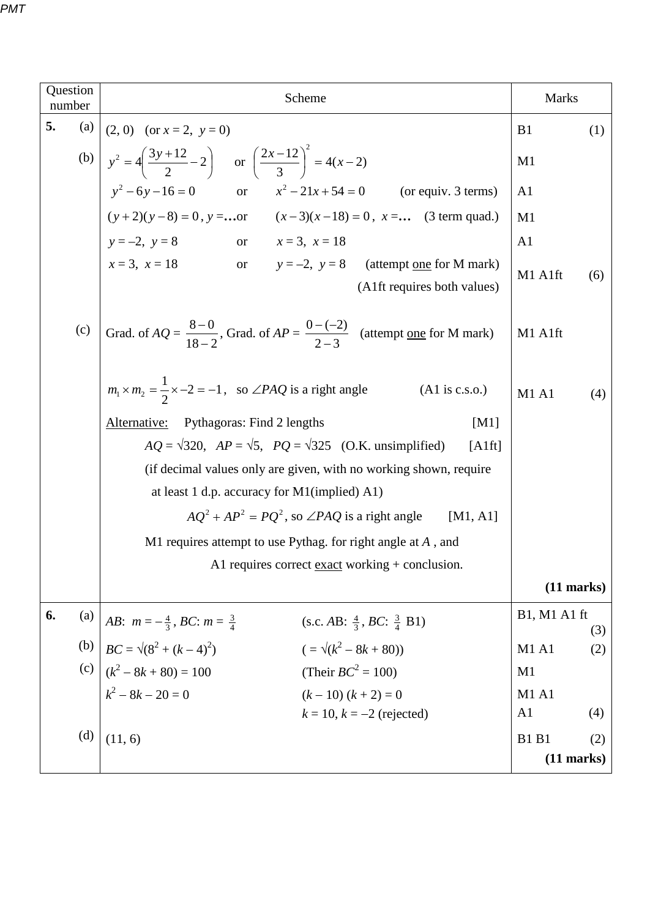| Question number | Scheme | Marks |
|---|---|---|
| **5.** (a) | (2, 0) (or $x = 2$, $y = 0$) | B1 (1) |
| (b) | $y^2 = 4\left(\frac{3y+12}{2} - 2\right)$ or $\left(\frac{2x-12}{3}\right)^2 = 4(x-2)$ | M1 |
| | $y^2 - 6y - 16 = 0$ or $x^2 - 21x + 54 = 0$ (or equiv. 3 terms) | A1 |
| | $(y+2)(y-8) = 0$, $y = \ldots$ or $(x-3)(x-18) = 0$, $x = \ldots$ (3 term quad.) | M1 |
| | $y = -2$, $y = 8$ or $x = 3$, $x = 18$ | A1 |
| | $x = 3$, $x = 18$ or $y = -2$, $y = 8$ (attempt <u>one</u> for M mark) (A1ft requires both values) | M1 A1ft (6) |
| (c) | Grad. of $AQ = \frac{8-0}{18-2}$, Grad. of $AP = \frac{0-(-2)}{2-3}$ (attempt <u>one</u> for M mark) | M1 A1ft |
| | $m_1 \times m_2 = \frac{1}{2} \times -2 = -1$, so $\angle PAQ$ is a right angle (A1 is c.s.o.) | M1 A1 (4) |
| | <u>Alternative:</u> Pythagoras: Find 2 lengths [M1] | |
| | $AQ = \sqrt{320}$, $AP = \sqrt{5}$, $PQ = \sqrt{325}$ (O.K. unsimplified) [A1ft] | |
| | (if decimal values only are given, with no working shown, require at least 1 d.p. accuracy for M1(implied) A1) | |
| | $AQ^2 + AP^2 = PQ^2$, so $\angle PAQ$ is a right angle [M1, A1] | |
| | M1 requires attempt to use Pythag. for right angle at $A$, and A1 requires correct <u>exact</u> working + conclusion. | |
| | | **(11 marks)** |
| **6.** (a) | $AB$: $m = -\frac{4}{3}$, $BC$: $m = \frac{3}{4}$ (s.c. $AB$: $\frac{4}{3}$, $BC$: $\frac{3}{4}$ B1) | B1, M1 A1 ft (3) |
| (b) | $BC = \sqrt{(8^2 + (k-4)^2)}$ $( = \sqrt{(k^2 - 8k + 80)})$ | M1 A1 (2) |
| (c) | $(k^2 - 8k + 80) = 100$ (Their $BC^2 = 100$) | M1 |
| | $k^2 - 8k - 20 = 0$ $(k - 10)(k + 2) = 0$ | M1 A1 |
| | $k = 10$, $k = -2$ (rejected) | A1 (4) |
| (d) | (11, 6) | B1 B1 (2) |
| | | **(11 marks)** |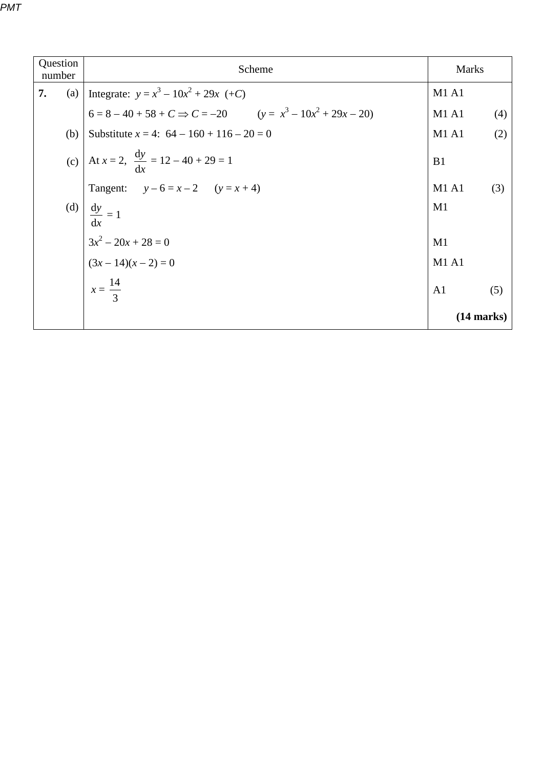| Question number | | Scheme | Marks | |
|---|---|---|---|---|
| **7.** | (a) | Integrate: $y = x^3 - 10x^2 + 29x$ $(+C)$ | M1 A1 | |
| | | $6 = 8 - 40 + 58 + C \Rightarrow C = -20$ $\quad (y = x^3 - 10x^2 + 29x - 20)$ | M1 A1 | (4) |
| | (b) | Substitute $x = 4$: $64 - 160 + 116 - 20 = 0$ | M1 A1 | (2) |
| | (c) | At $x = 2$, $\frac{dy}{dx} = 12 - 40 + 29 = 1$ | B1 | |
| | | Tangent: $y - 6 = x - 2$ $\quad (y = x + 4)$ | M1 A1 | (3) |
| | (d) | $\frac{dy}{dx} = 1$ | M1 | |
| | | $3x^2 - 20x + 28 = 0$ | M1 | |
| | | $(3x - 14)(x - 2) = 0$ | M1 A1 | |
| | | $x = \frac{14}{3}$ | A1 | (5) |
| | | | | **(14 marks)** |